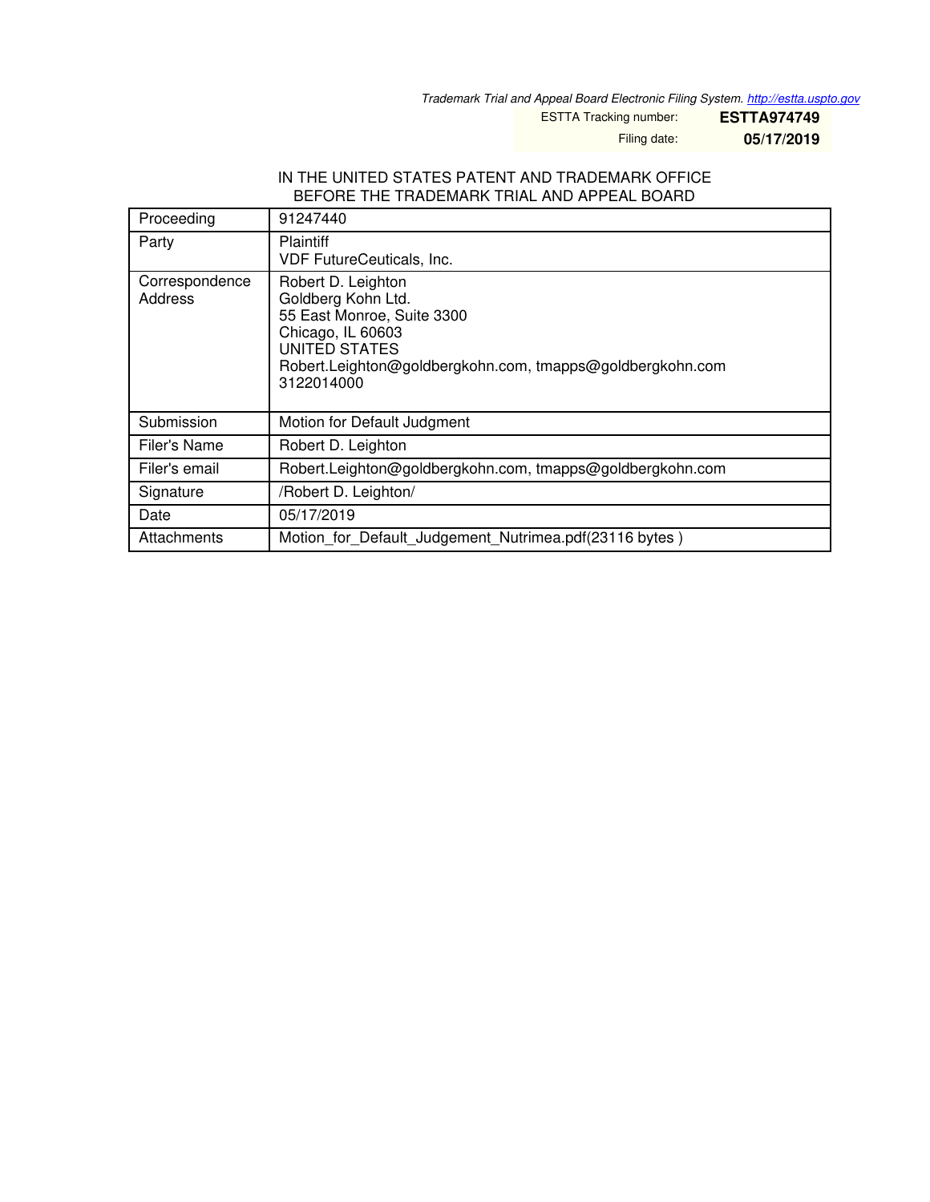*Trademark Trial and Appeal Board Electronic Filing System. http://estta.uspto.gov*

| | |
|---|---|
| ESTTA Tracking number: | **ESTTA974749** |
| Filing date: | **05/17/2019** |

IN THE UNITED STATES PATENT AND TRADEMARK OFFICE
BEFORE THE TRADEMARK TRIAL AND APPEAL BOARD

| | |
|---|---|
| Proceeding | 91247440 |
| Party | Plaintiff<br>VDF FutureCeuticals, Inc. |
| Correspondence Address | Robert D. Leighton<br>Goldberg Kohn Ltd.<br>55 East Monroe, Suite 3300<br>Chicago, IL 60603<br>UNITED STATES<br>Robert.Leighton@goldbergkohn.com, tmapps@goldbergkohn.com<br>3122014000 |
| Submission | Motion for Default Judgment |
| Filer's Name | Robert D. Leighton |
| Filer's email | Robert.Leighton@goldbergkohn.com, tmapps@goldbergkohn.com |
| Signature | /Robert D. Leighton/ |
| Date | 05/17/2019 |
| Attachments | Motion_for_Default_Judgement_Nutrimea.pdf(23116 bytes ) |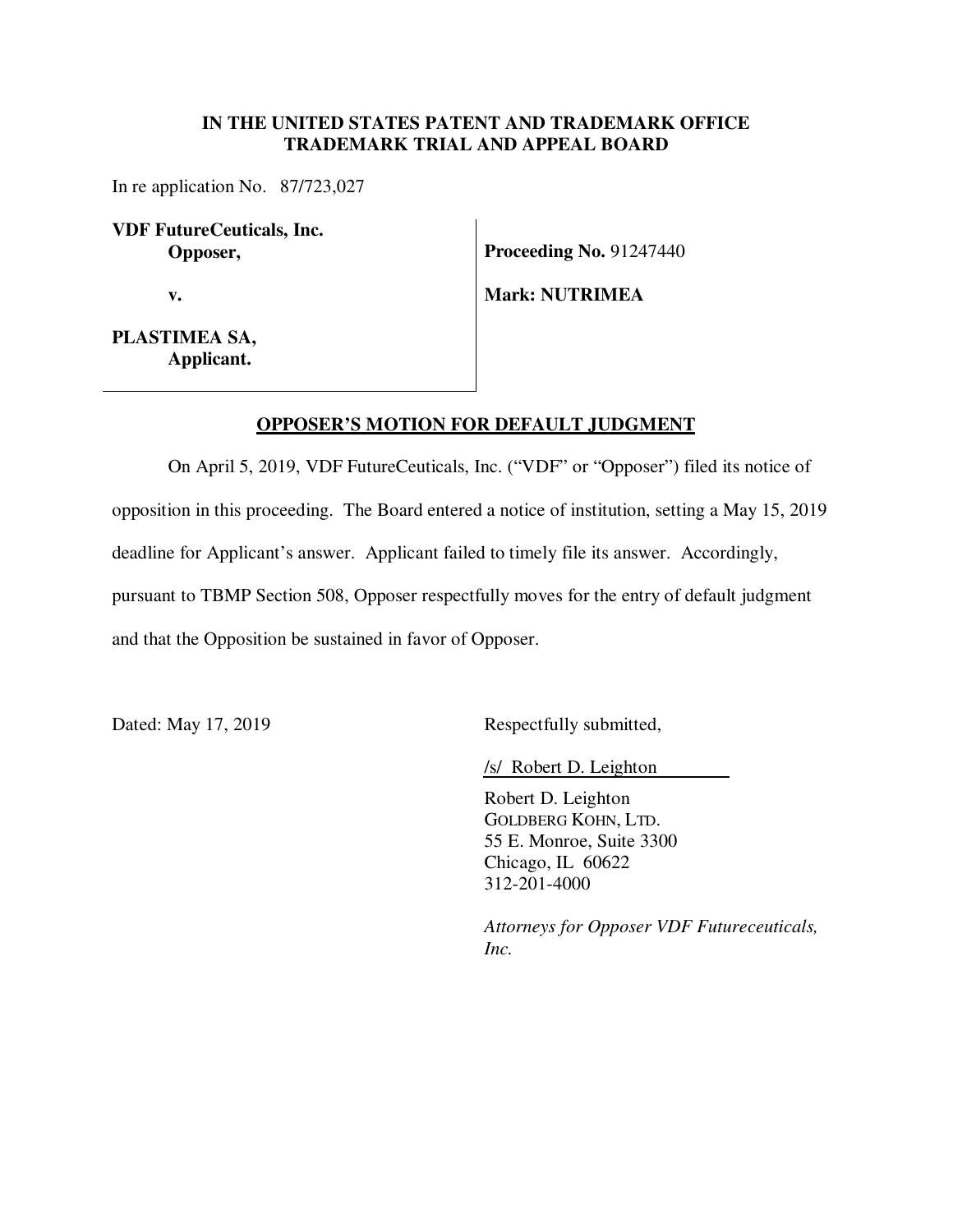**IN THE UNITED STATES PATENT AND TRADEMARK OFFICE**
**TRADEMARK TRIAL AND APPEAL BOARD**

In re application No. 87/723,027

| | |
|---|---|
| **VDF FutureCeuticals, Inc.**<br>**Opposer,** | **Proceeding No.** 91247440 |
| **v.** | **Mark: NUTRIMEA** |
| **PLASTIMEA SA,**<br>**Applicant.** | |

## OPPOSER'S MOTION FOR DEFAULT JUDGMENT

On April 5, 2019, VDF FutureCeuticals, Inc. ("VDF" or "Opposer") filed its notice of opposition in this proceeding. The Board entered a notice of institution, setting a May 15, 2019 deadline for Applicant's answer. Applicant failed to timely file its answer. Accordingly, pursuant to TBMP Section 508, Opposer respectfully moves for the entry of default judgment and that the Opposition be sustained in favor of Opposer.

Dated: May 17, 2019

Respectfully submitted,

/s/ Robert D. Leighton

Robert D. Leighton
GOLDBERG KOHN, LTD.
55 E. Monroe, Suite 3300
Chicago, IL 60622
312-201-4000

*Attorneys for Opposer VDF Futureceuticals, Inc.*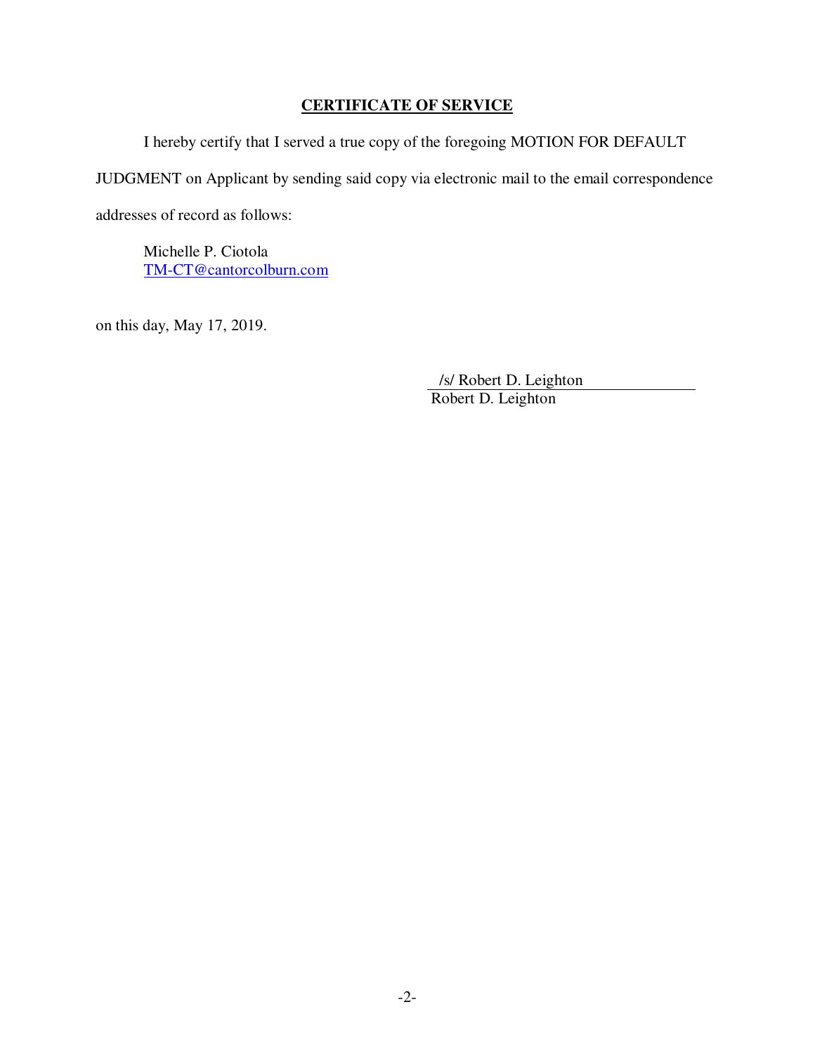## CERTIFICATE OF SERVICE

I hereby certify that I served a true copy of the foregoing MOTION FOR DEFAULT JUDGMENT on Applicant by sending said copy via electronic mail to the email correspondence addresses of record as follows:

Michelle P. Ciotola
TM-CT@cantorcolburn.com

on this day, May 17, 2019.

/s/ Robert D. Leighton
Robert D. Leighton